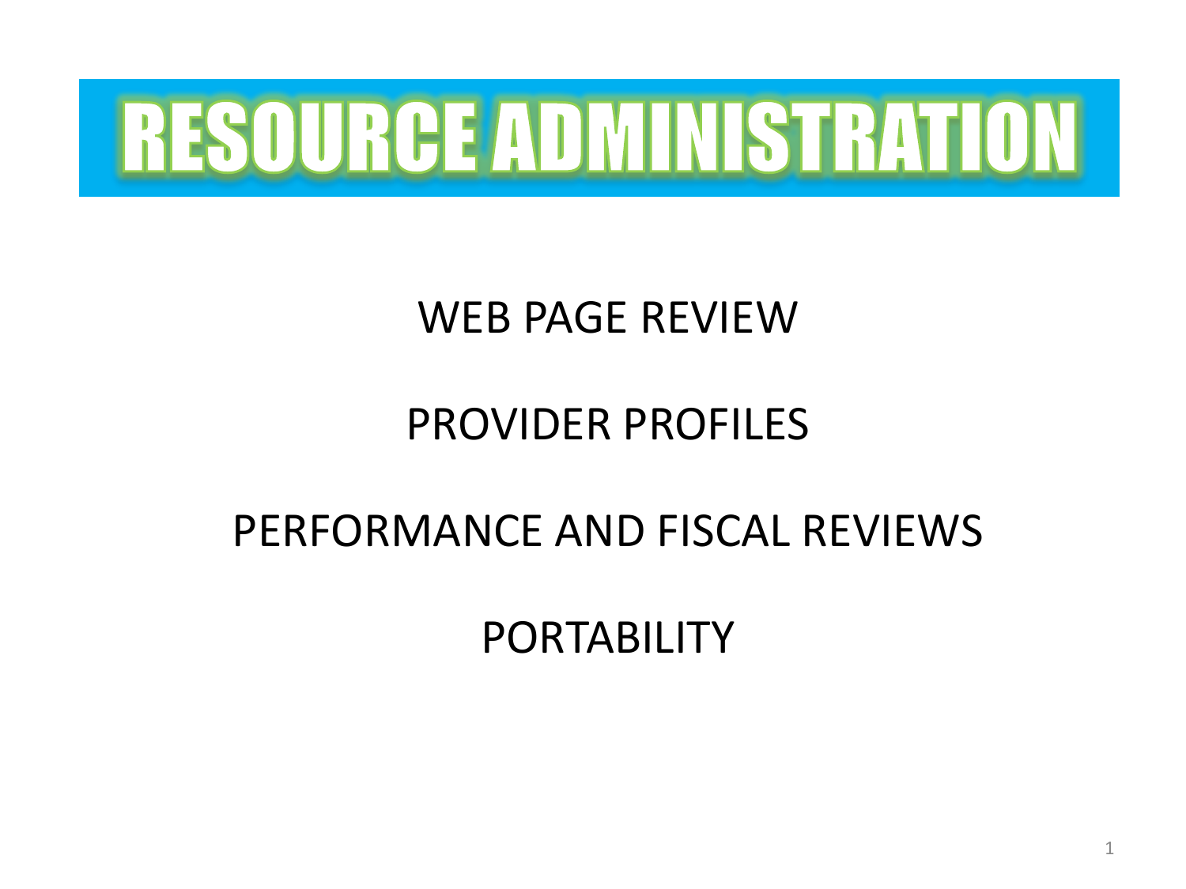# RESOURCE ADMINISTRATION

WEB PAGE REVIEW

PROVIDER PROFILES

PERFORMANCE AND FISCAL REVIEWS

PORTABILITY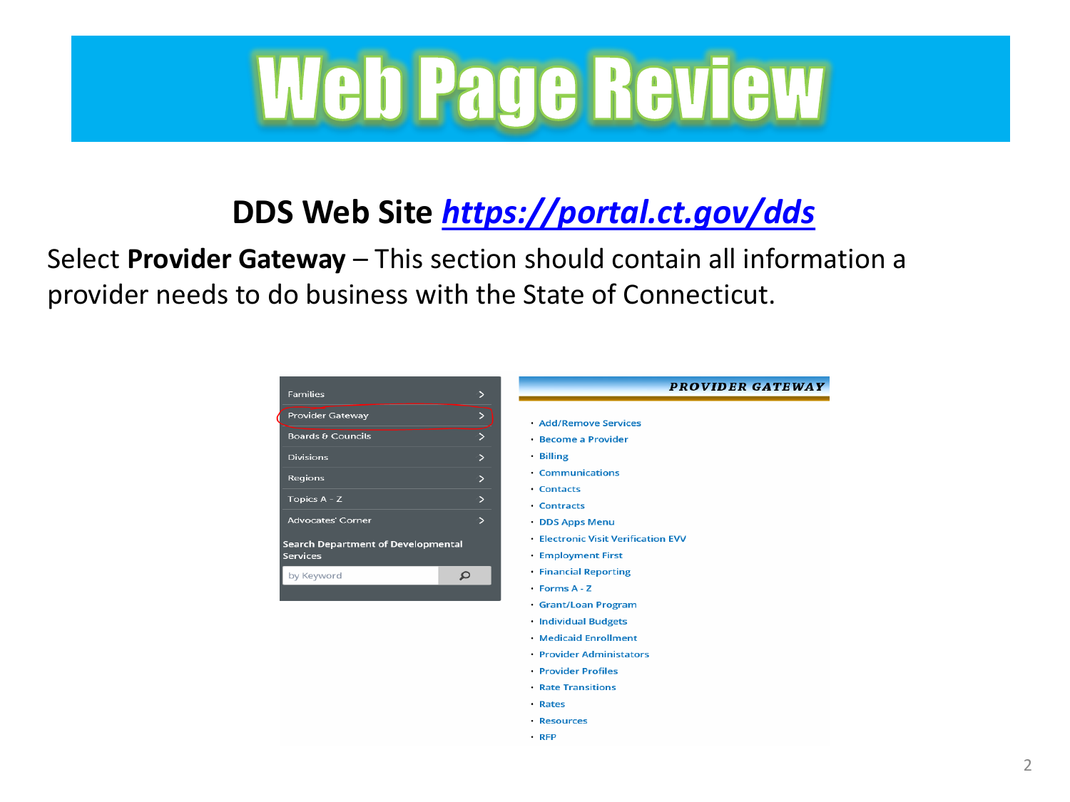# Web Page Review

## DDS Web Site [https://portal.ct.gov/dds](https://portal.ct.gov/dds)

Select **Provider Gateway** – This section should contain all information a provider needs to do business with the State of Connecticut.

- Families
- Provider Gateway
- Boards & Councils
- Divisions
- Regions
- Topics A - Z
- Advocates' Corner

Search Department of Developmental Services

by Keyword

**PROVIDER GATEWAY**

- Add/Remove Services
- Become a Provider
- Billing
- Communications
- Contacts
- Contracts
- DDS Apps Menu
- Electronic Visit Verification EVV
- Employment First
- Financial Reporting
- Forms A - Z
- Grant/Loan Program
- Individual Budgets
- Medicaid Enrollment
- Provider Administators
- Provider Profiles
- Rate Transitions
- Rates
- Resources
- RFP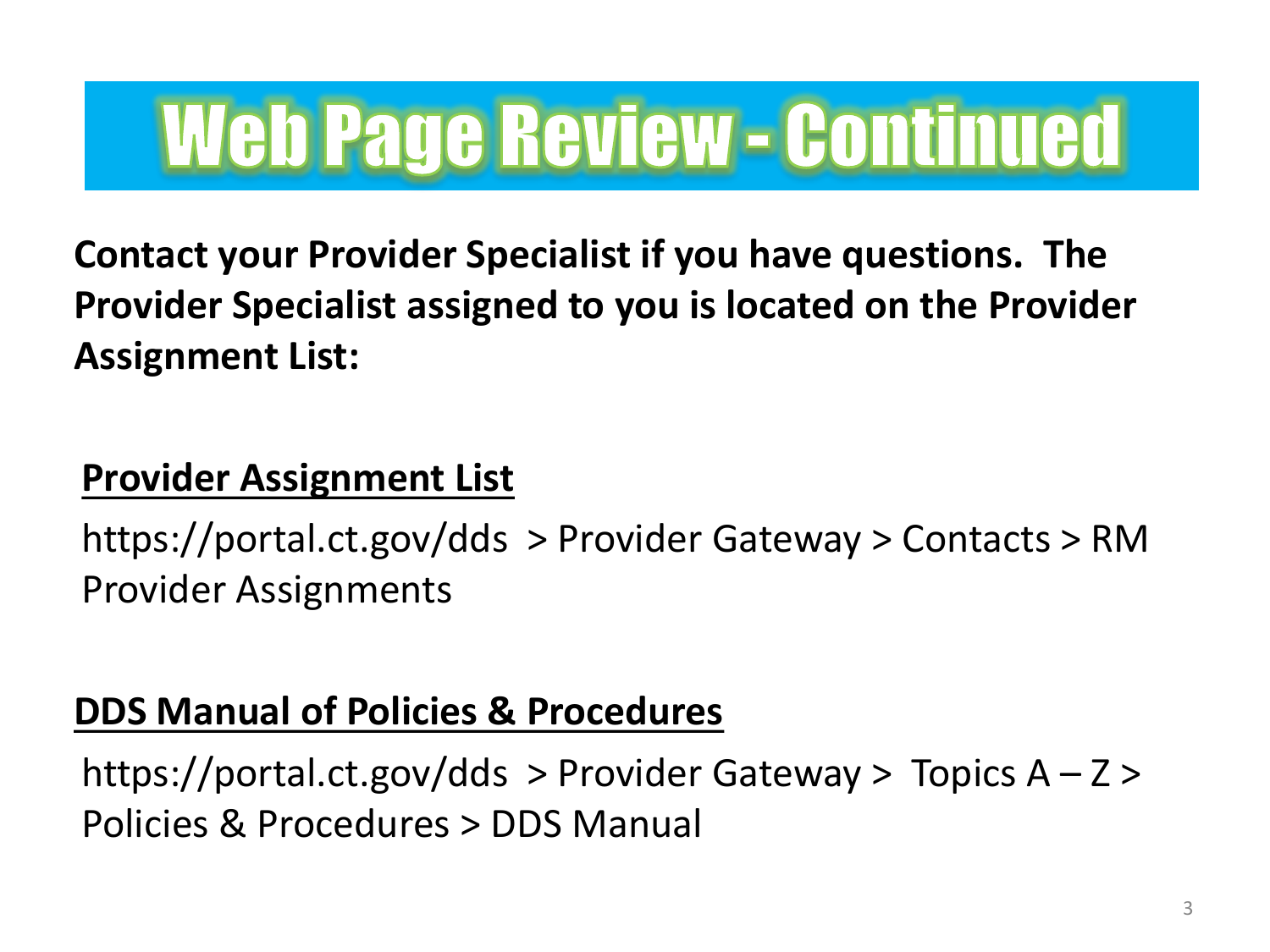# Web Page Review - Continued

**Contact your Provider Specialist if you have questions. The Provider Specialist assigned to you is located on the Provider Assignment List:**

**<u>Provider Assignment List</u>**

https://portal.ct.gov/dds > Provider Gateway > Contacts > RM Provider Assignments

**<u>DDS Manual of Policies & Procedures</u>**

https://portal.ct.gov/dds > Provider Gateway > Topics A – Z > Policies & Procedures > DDS Manual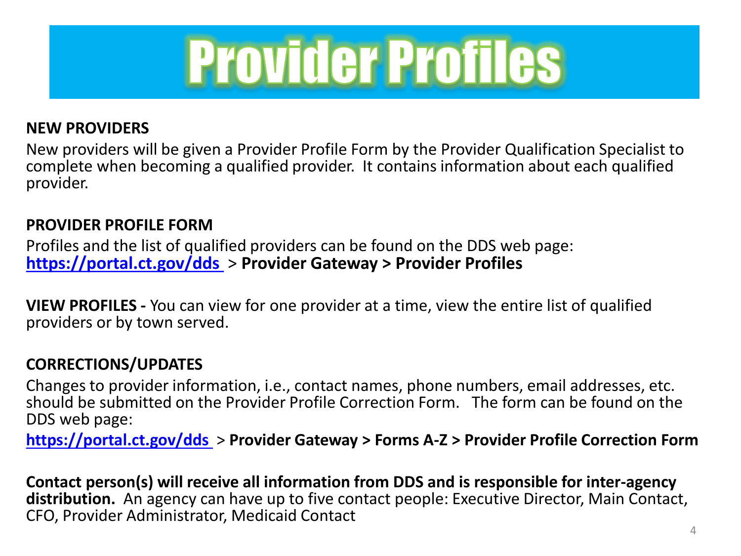# Provider Profiles

**NEW PROVIDERS**

New providers will be given a Provider Profile Form by the Provider Qualification Specialist to complete when becoming a qualified provider. It contains information about each qualified provider.

**PROVIDER PROFILE FORM**

Profiles and the list of qualified providers can be found on the DDS web page: [https://portal.ct.gov/dds](https://portal.ct.gov/dds) > **Provider Gateway > Provider Profiles**

**VIEW PROFILES -** You can view for one provider at a time, view the entire list of qualified providers or by town served.

**CORRECTIONS/UPDATES**

Changes to provider information, i.e., contact names, phone numbers, email addresses, etc. should be submitted on the Provider Profile Correction Form. The form can be found on the DDS web page:

[https://portal.ct.gov/dds](https://portal.ct.gov/dds) > **Provider Gateway > Forms A-Z > Provider Profile Correction Form**

**Contact person(s) will receive all information from DDS and is responsible for inter-agency distribution.** An agency can have up to five contact people: Executive Director, Main Contact, CFO, Provider Administrator, Medicaid Contact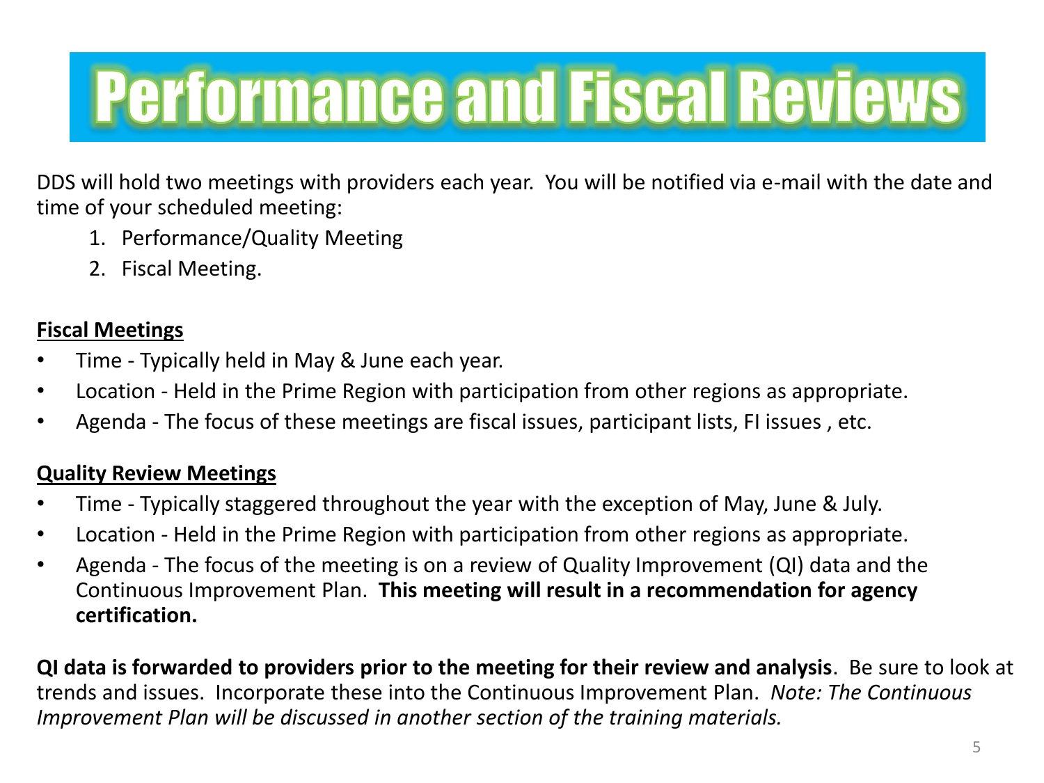# Performance and Fiscal Reviews

DDS will hold two meetings with providers each year. You will be notified via e-mail with the date and time of your scheduled meeting:

1. Performance/Quality Meeting
2. Fiscal Meeting.

**Fiscal Meetings**

- Time - Typically held in May & June each year.
- Location - Held in the Prime Region with participation from other regions as appropriate.
- Agenda - The focus of these meetings are fiscal issues, participant lists, FI issues , etc.

**Quality Review Meetings**

- Time - Typically staggered throughout the year with the exception of May, June & July.
- Location - Held in the Prime Region with participation from other regions as appropriate.
- Agenda - The focus of the meeting is on a review of Quality Improvement (QI) data and the Continuous Improvement Plan. **This meeting will result in a recommendation for agency certification.**

**QI data is forwarded to providers prior to the meeting for their review and analysis**. Be sure to look at trends and issues. Incorporate these into the Continuous Improvement Plan. *Note: The Continuous Improvement Plan will be discussed in another section of the training materials.*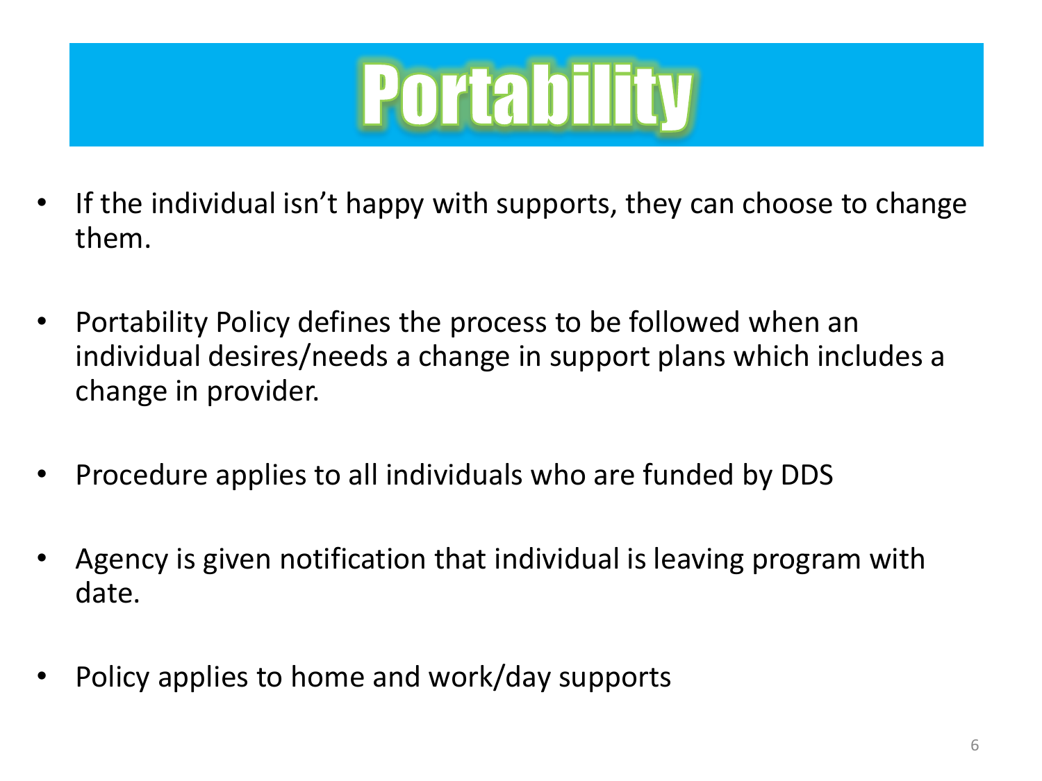# Portability

- If the individual isn't happy with supports, they can choose to change them.
- Portability Policy defines the process to be followed when an individual desires/needs a change in support plans which includes a change in provider.
- Procedure applies to all individuals who are funded by DDS
- Agency is given notification that individual is leaving program with date.
- Policy applies to home and work/day supports